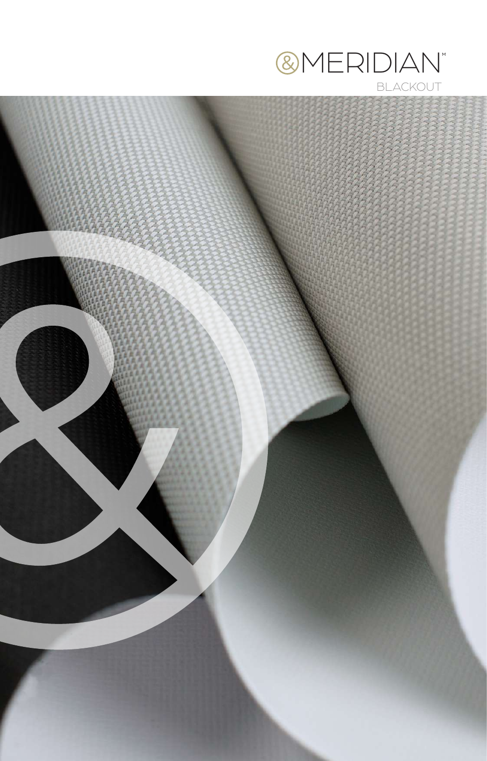# &MERIDIAN™

BLACKOUT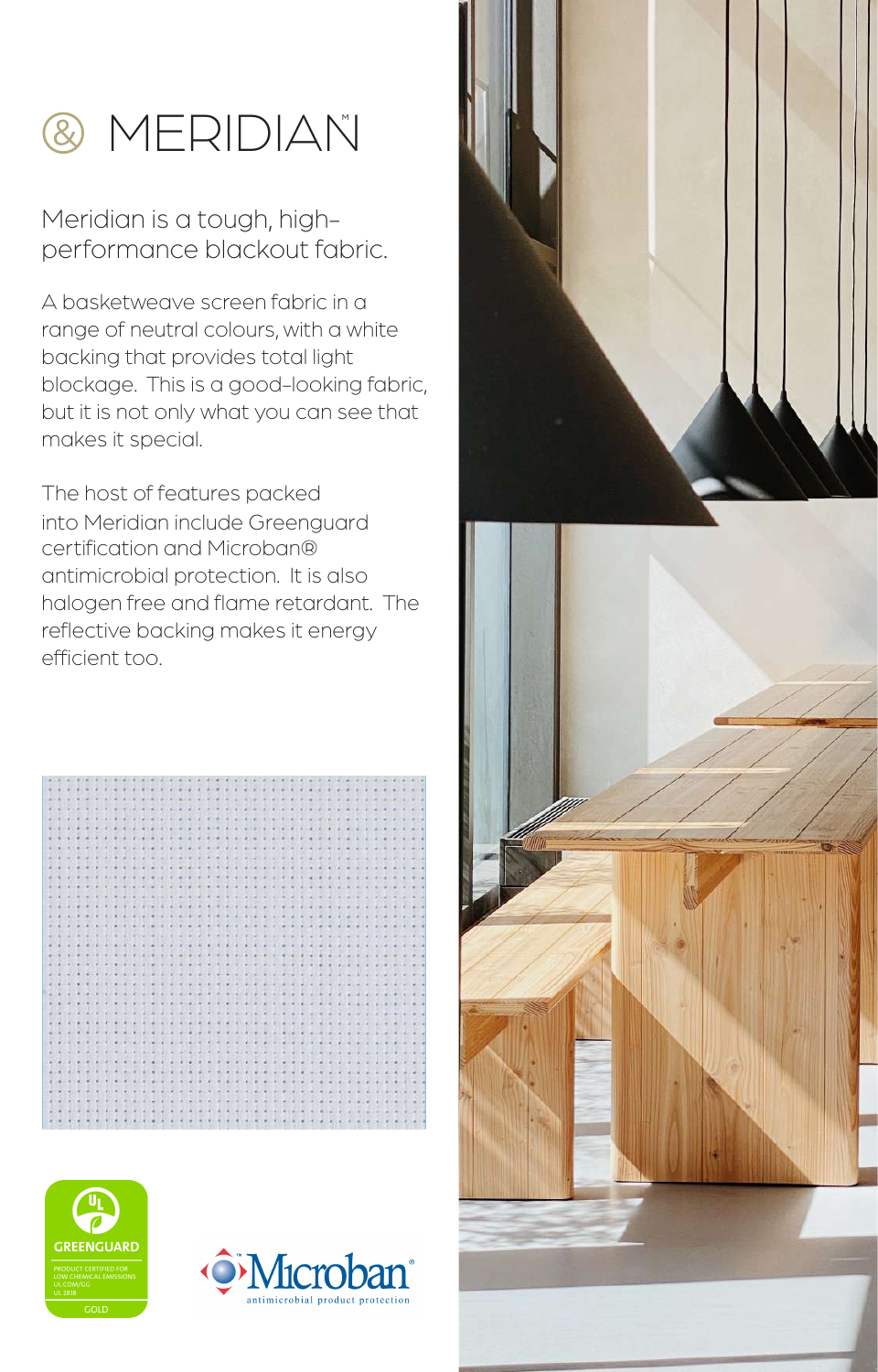# MERIDIAN™

Meridian is a tough, high-performance blackout fabric.

A basketweave screen fabric in a range of neutral colours, with a white backing that provides total light blockage. This is a good-looking fabric, but it is not only what you can see that makes it special.

The host of features packed into Meridian include Greenguard certification and Microban® antimicrobial protection. It is also halogen free and flame retardant. The reflective backing makes it energy efficient too.

GREENGUARD
PRODUCT CERTIFIED FOR LOW CHEMICAL EMISSIONS
UL.COM/GG
UL 2818
GOLD

Microban®
antimicrobial product protection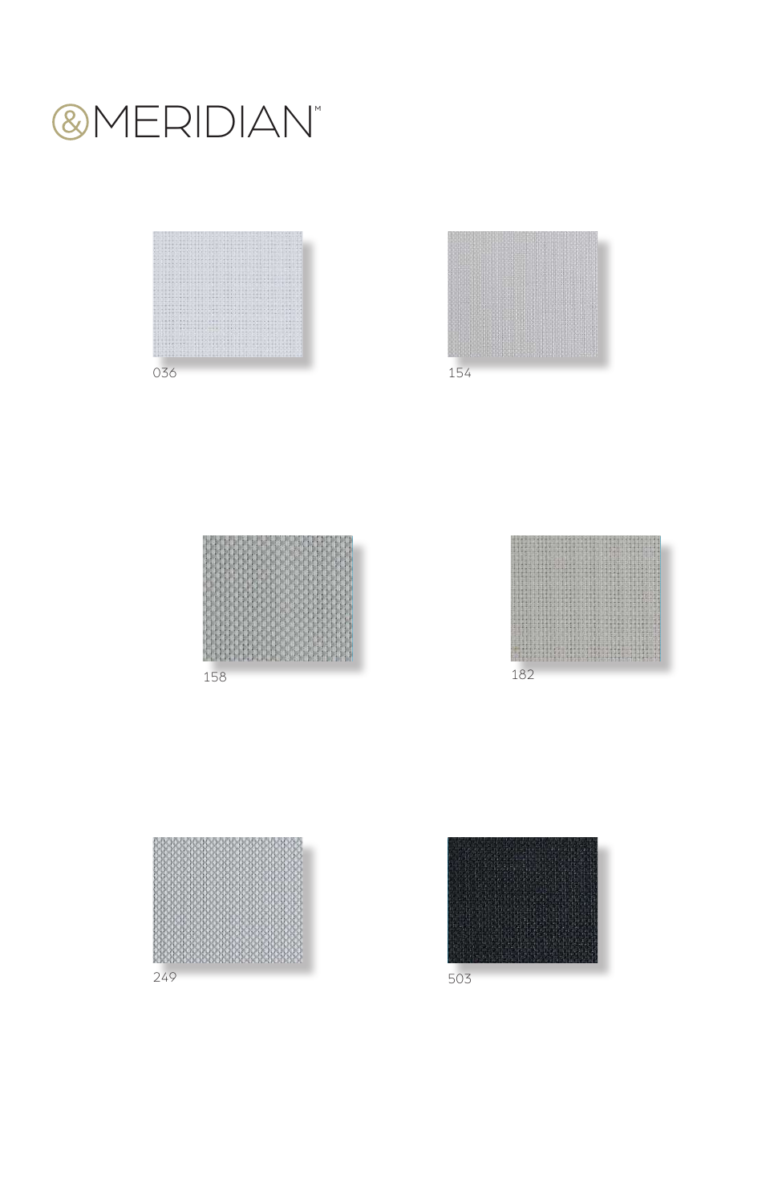# &MERIDIAN™

036

154

158

182

249

503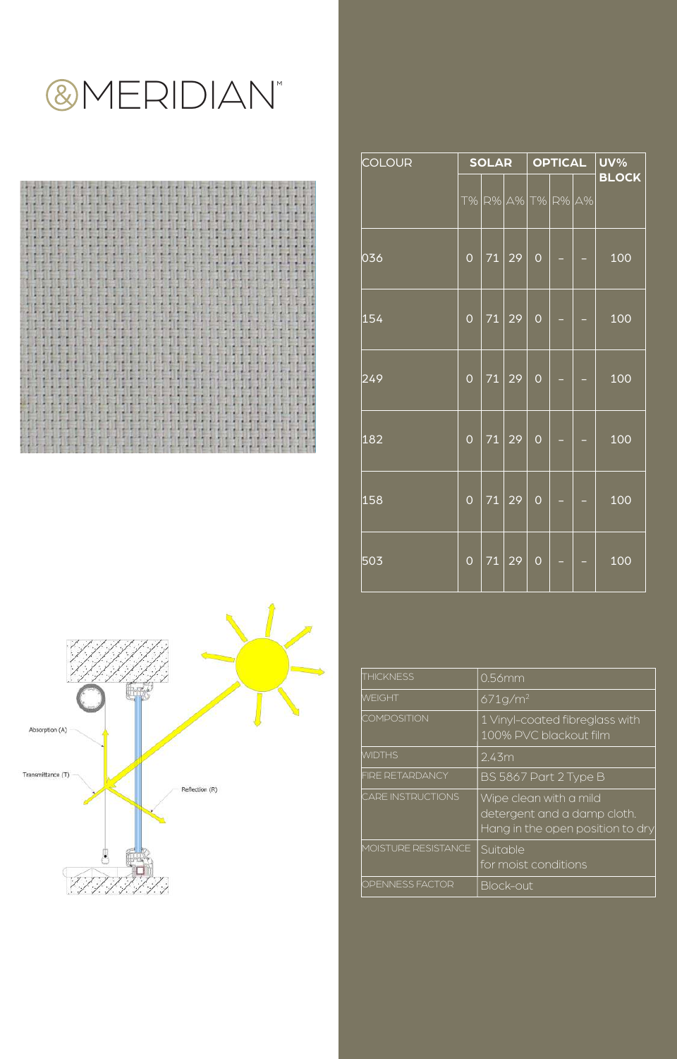# &MERIDIAN™

| COLOUR | SOLAR | | | OPTICAL | | | UV% BLOCK |
|---|---|---|---|---|---|---|---|
| | T% | R% | A% | T% | R% | A% | |
| 036 | 0 | 71 | 29 | 0 | – | – | 100 |
| 154 | 0 | 71 | 29 | 0 | – | – | 100 |
| 249 | 0 | 71 | 29 | 0 | – | – | 100 |
| 182 | 0 | 71 | 29 | 0 | – | – | 100 |
| 158 | 0 | 71 | 29 | 0 | – | – | 100 |
| 503 | 0 | 71 | 29 | 0 | – | – | 100 |

| | |
|---|---|
| THICKNESS | 0.56mm |
| WEIGHT | 671g/m² |
| COMPOSITION | 1 Vinyl-coated fibreglass with 100% PVC blackout film |
| WIDTHS | 2.43m |
| FIRE RETARDANCY | BS 5867 Part 2 Type B |
| CARE INSTRUCTIONS | Wipe clean with a mild detergent and a damp cloth. Hang in the open position to dry |
| MOISTURE RESISTANCE | Suitable for moist conditions |
| OPENNESS FACTOR | Block-out |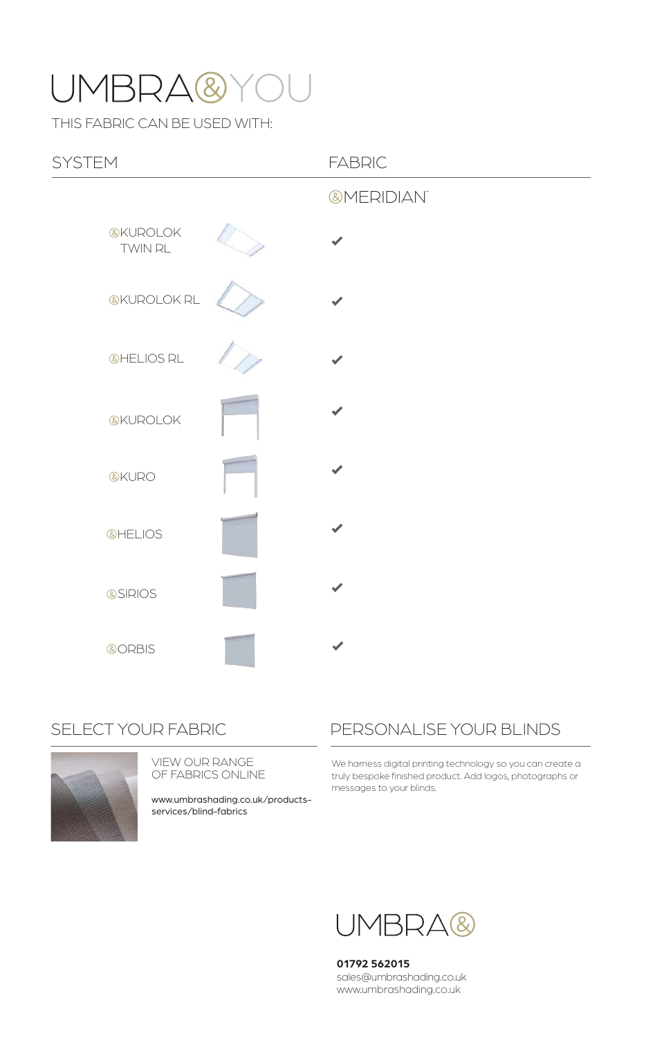# UMBRA&YOU

THIS FABRIC CAN BE USED WITH:

| SYSTEM | FABRIC |
|---|---|
| | &MERIDIAN™ |
| &KUROLOK TWIN RL | ✔ |
| &KUROLOK RL | ✔ |
| &HELIOS RL | ✔ |
| &KUROLOK | ✔ |
| &KURO | ✔ |
| &HELIOS | ✔ |
| &SIRIOS | ✔ |
| &ORBIS | ✔ |

## SELECT YOUR FABRIC

VIEW OUR RANGE
OF FABRICS ONLINE

www.umbrashading.co.uk/products-services/blind-fabrics

## PERSONALISE YOUR BLINDS

We harness digital printing technology so you can create a truly bespoke finished product. Add logos, photographs or messages to your blinds.

UMBRA&

**01792 562015**
sales@umbrashading.co.uk
www.umbrashading.co.uk